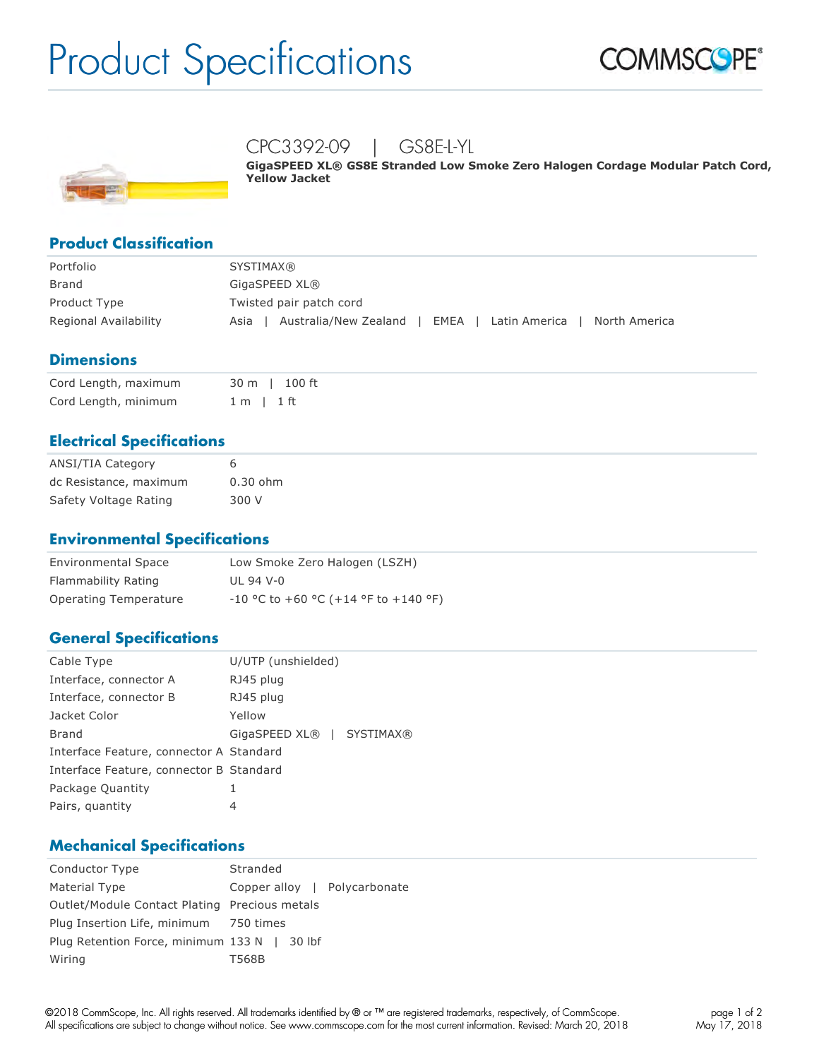# Product Specifications

## CPC3392-09 | GS8E-L-YL

**GigaSPEED XL® GS8E Stranded Low Smoke Zero Halogen Cordage Modular Patch Cord, Yellow Jacket**

## Product Classification

| | |
|---|---|
| Portfolio | SYSTIMAX® |
| Brand | GigaSPEED XL® |
| Product Type | Twisted pair patch cord |
| Regional Availability | Asia \| Australia/New Zealand \| EMEA \| Latin America \| North America |

## Dimensions

| | |
|---|---|
| Cord Length, maximum | 30 m \| 100 ft |
| Cord Length, minimum | 1 m \| 1 ft |

## Electrical Specifications

| | |
|---|---|
| ANSI/TIA Category | 6 |
| dc Resistance, maximum | 0.30 ohm |
| Safety Voltage Rating | 300 V |

## Environmental Specifications

| | |
|---|---|
| Environmental Space | Low Smoke Zero Halogen (LSZH) |
| Flammability Rating | UL 94 V-0 |
| Operating Temperature | -10 °C to +60 °C (+14 °F to +140 °F) |

## General Specifications

| | |
|---|---|
| Cable Type | U/UTP (unshielded) |
| Interface, connector A | RJ45 plug |
| Interface, connector B | RJ45 plug |
| Jacket Color | Yellow |
| Brand | GigaSPEED XL® \| SYSTIMAX® |
| Interface Feature, connector A | Standard |
| Interface Feature, connector B | Standard |
| Package Quantity | 1 |
| Pairs, quantity | 4 |

## Mechanical Specifications

| | |
|---|---|
| Conductor Type | Stranded |
| Material Type | Copper alloy \| Polycarbonate |
| Outlet/Module Contact Plating | Precious metals |
| Plug Insertion Life, minimum | 750 times |
| Plug Retention Force, minimum | 133 N \| 30 lbf |
| Wiring | T568B |

©2018 CommScope, Inc. All rights reserved. All trademarks identified by ® or ™ are registered trademarks, respectively, of CommScope. All specifications are subject to change without notice. See www.commscope.com for the most current information. Revised: March 20, 2018

May 17, 2018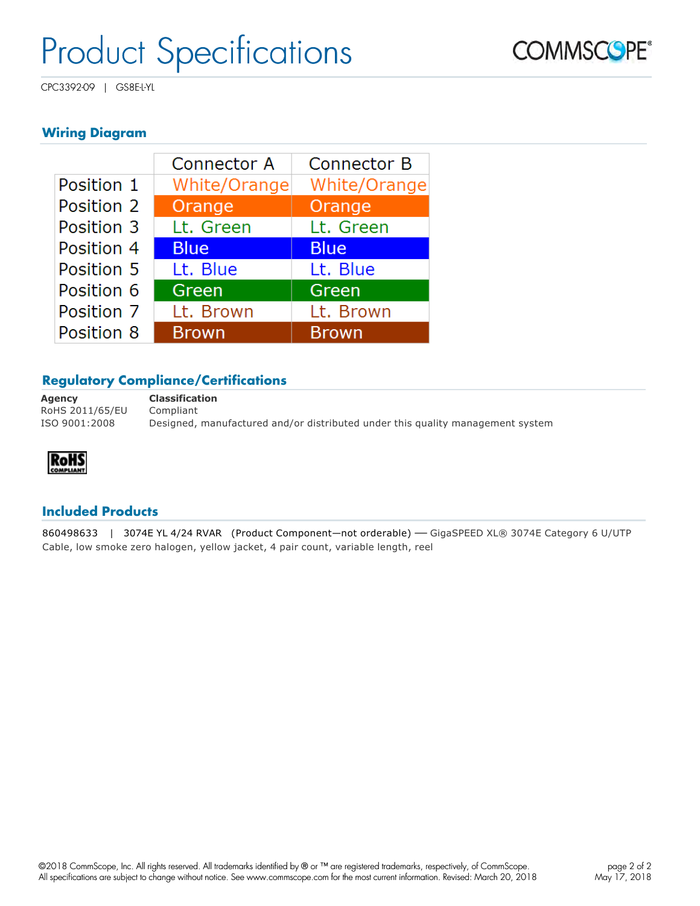# Product Specifications

CPC3392-09 | GS8E-L-YL

## Wiring Diagram

| | Connector A | Connector B |
|---|---|---|
| Position 1 | White/Orange | White/Orange |
| Position 2 | Orange | Orange |
| Position 3 | Lt. Green | Lt. Green |
| Position 4 | Blue | Blue |
| Position 5 | Lt. Blue | Lt. Blue |
| Position 6 | Green | Green |
| Position 7 | Lt. Brown | Lt. Brown |
| Position 8 | Brown | Brown |

## Regulatory Compliance/Certifications

| Agency | Classification |
|---|---|
| RoHS 2011/65/EU | Compliant |
| ISO 9001:2008 | Designed, manufactured and/or distributed under this quality management system |

RoHS COMPLIANT

## Included Products

860498633 | 3074E YL 4/24 RVAR (Product Component—not orderable) — GigaSPEED XL® 3074E Category 6 U/UTP Cable, low smoke zero halogen, yellow jacket, 4 pair count, variable length, reel

©2018 CommScope, Inc. All rights reserved. All trademarks identified by ® or ™ are registered trademarks, respectively, of CommScope.
All specifications are subject to change without notice. See www.commscope.com for the most current information. Revised: March 20, 2018

May 17, 2018